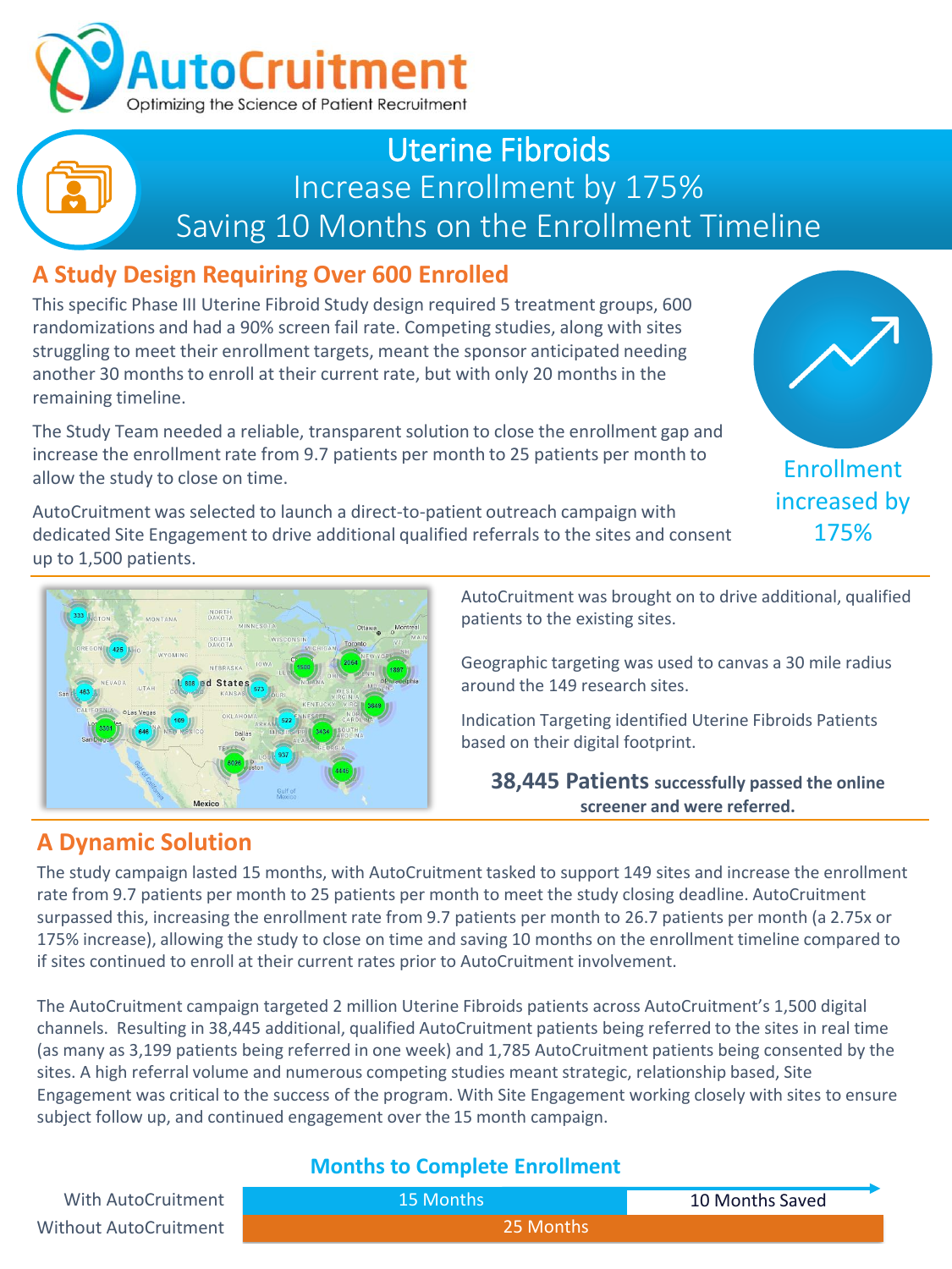# AutoCruitment

Optimizing the Science of Patient Recruitment

## Uterine Fibroids
## Increase Enrollment by 175%
## Saving 10 Months on the Enrollment Timeline

## A Study Design Requiring Over 600 Enrolled

This specific Phase III Uterine Fibroid Study design required 5 treatment groups, 600 randomizations and had a 90% screen fail rate. Competing studies, along with sites struggling to meet their enrollment targets, meant the sponsor anticipated needing another 30 months to enroll at their current rate, but with only 20 months in the remaining timeline.

The Study Team needed a reliable, transparent solution to close the enrollment gap and increase the enrollment rate from 9.7 patients per month to 25 patients per month to allow the study to close on time.

AutoCruitment was selected to launch a direct-to-patient outreach campaign with dedicated Site Engagement to drive additional qualified referrals to the sites and consent up to 1,500 patients.

Enrollment increased by 175%

AutoCruitment was brought on to drive additional, qualified patients to the existing sites.

Geographic targeting was used to canvas a 30 mile radius around the 149 research sites.

Indication Targeting identified Uterine Fibroids Patients based on their digital footprint.

**38,445 Patients successfully passed the online screener and were referred.**

## A Dynamic Solution

The study campaign lasted 15 months, with AutoCruitment tasked to support 149 sites and increase the enrollment rate from 9.7 patients per month to 25 patients per month to meet the study closing deadline. AutoCruitment surpassed this, increasing the enrollment rate from 9.7 patients per month to 26.7 patients per month (a 2.75x or 175% increase), allowing the study to close on time and saving 10 months on the enrollment timeline compared to if sites continued to enroll at their current rates prior to AutoCruitment involvement.

The AutoCruitment campaign targeted 2 million Uterine Fibroids patients across AutoCruitment's 1,500 digital channels. Resulting in 38,445 additional, qualified AutoCruitment patients being referred to the sites in real time (as many as 3,199 patients being referred in one week) and 1,785 AutoCruitment patients being consented by the sites. A high referral volume and numerous competing studies meant strategic, relationship based, Site Engagement was critical to the success of the program. With Site Engagement working closely with sites to ensure subject follow up, and continued engagement over the 15 month campaign.

### Months to Complete Enrollment

| | | |
|---|---|---|
| With AutoCruitment | 15 Months | 10 Months Saved |
| Without AutoCruitment | 25 Months | |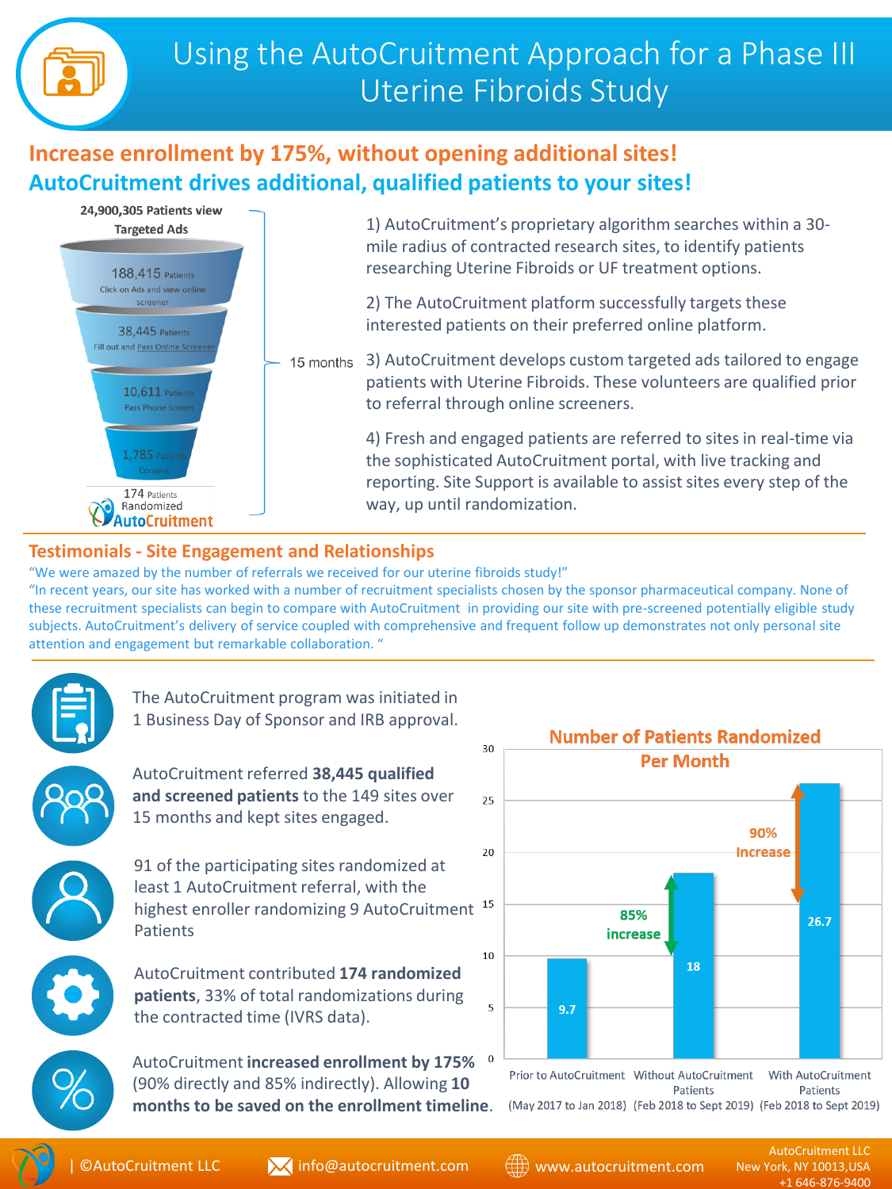# Using the AutoCruitment Approach for a Phase III Uterine Fibroids Study

## Increase enrollment by 175%, without opening additional sites!

## AutoCruitment drives additional, qualified patients to your sites!

24,900,305 Patients view Targeted Ads

188,415 Patients Click on Ads and view online screener

38,445 Patients Fill out and Pass Online Screener

10,611 Patients Pass Phone Screen

1,785 Patients Consent

174 Patients Randomized

AutoCruitment

15 months

1) AutoCruitment's proprietary algorithm searches within a 30-mile radius of contracted research sites, to identify patients researching Uterine Fibroids or UF treatment options.

2) The AutoCruitment platform successfully targets these interested patients on their preferred online platform.

3) AutoCruitment develops custom targeted ads tailored to engage patients with Uterine Fibroids. These volunteers are qualified prior to referral through online screeners.

4) Fresh and engaged patients are referred to sites in real-time via the sophisticated AutoCruitment portal, with live tracking and reporting. Site Support is available to assist sites every step of the way, up until randomization.

## Testimonials - Site Engagement and Relationships

"We were amazed by the number of referrals we received for our uterine fibroids study!"

"In recent years, our site has worked with a number of recruitment specialists chosen by the sponsor pharmaceutical company. None of these recruitment specialists can begin to compare with AutoCruitment in providing our site with pre-screened potentially eligible study subjects. AutoCruitment's delivery of service coupled with comprehensive and frequent follow up demonstrates not only personal site attention and engagement but remarkable collaboration. "

The AutoCruitment program was initiated in 1 Business Day of Sponsor and IRB approval.

AutoCruitment referred **38,445 qualified and screened patients** to the 149 sites over 15 months and kept sites engaged.

91 of the participating sites randomized at least 1 AutoCruitment referral, with the highest enroller randomizing 9 AutoCruitment Patients

AutoCruitment contributed **174 randomized patients**, 33% of total randomizations during the contracted time (IVRS data).

AutoCruitment **increased enrollment by 175%** (90% directly and 85% indirectly). Allowing **10 months to be saved on the enrollment timeline**.

**Number of Patients Randomized Per Month**

0 5 10 15 20 25 30

9.7

18

26.7

85% increase

90% Increase

Prior to AutoCruitment (May 2017 to Jan 2018)

Without AutoCruitment Patients (Feb 2018 to Sept 2019)

With AutoCruitment Patients (Feb 2018 to Sept 2019)

| ©AutoCruitment LLC | info@autocruitment.com | www.autocruitment.com | AutoCruitment LLC New York, NY 10013,USA +1 646-876-9400